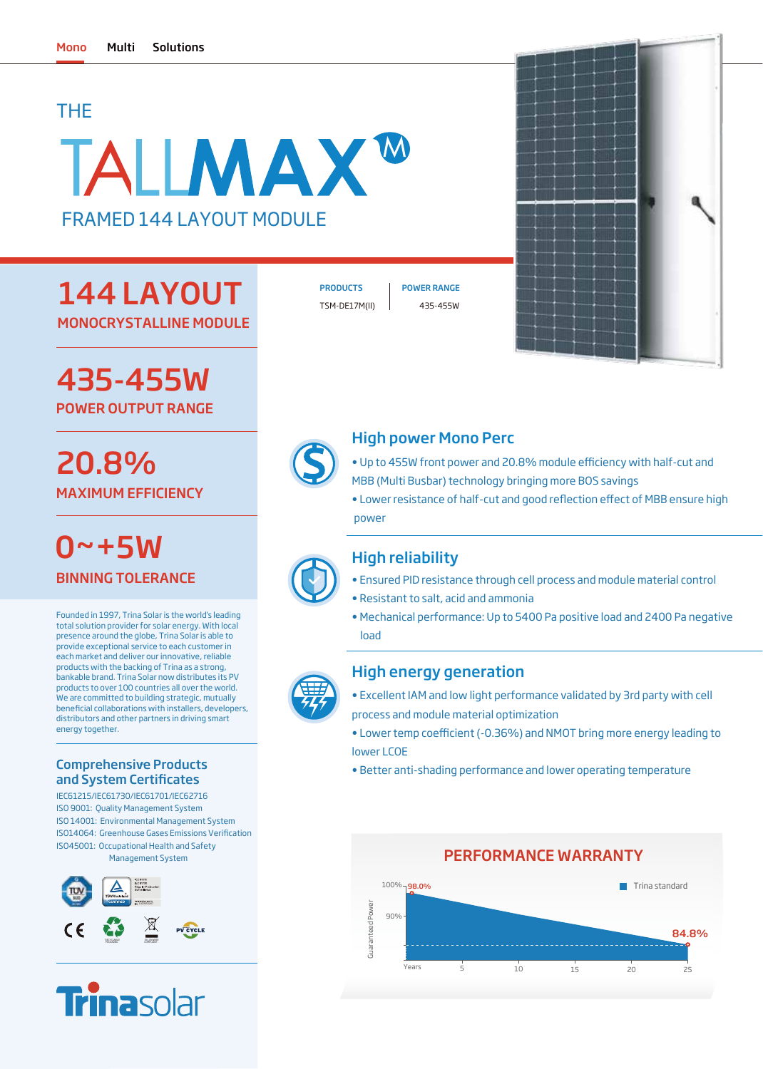Mono Multi Solutions

# THE TALLMAX® M

## FRAMED 144 LAYOUT MODULE

| PRODUCTS | POWER RANGE |
| --- | --- |
| TSM-DE17M(II) | 435-455W |

## 144 LAYOUT

MONOCRYSTALLINE MODULE

## 435-455W

POWER OUTPUT RANGE

## 20.8%

MAXIMUM EFFICIENCY

## 0~+5W

BINNING TOLERANCE

Founded in 1997, Trina Solar is the world's leading total solution provider for solar energy. With local presence around the globe, Trina Solar is able to provide exceptional service to each customer in each market and deliver our innovative, reliable products with the backing of Trina as a strong, bankable brand. Trina Solar now distributes its PV products to over 100 countries all over the world. We are committed to building strategic, mutually beneficial collaborations with installers, developers, distributors and other partners in driving smart energy together.

### Comprehensive Products and System Certificates

IEC61215/IEC61730/IEC61701/IEC62716
ISO 9001: Quality Management System
ISO 14001: Environmental Management System
ISO14064: Greenhouse Gases Emissions Verification
ISO45001: Occupational Health and Safety Management System

### High power Mono Perc

- Up to 455W front power and 20.8% module efficiency with half-cut and MBB (Multi Busbar) technology bringing more BOS savings
- Lower resistance of half-cut and good reflection effect of MBB ensure high power

### High reliability

- Ensured PID resistance through cell process and module material control
- Resistant to salt, acid and ammonia
- Mechanical performance: Up to 5400 Pa positive load and 2400 Pa negative load

### High energy generation

- Excellent IAM and low light performance validated by 3rd party with cell process and module material optimization
- Lower temp coefficient (-0.36%) and NMOT bring more energy leading to lower LCOE
- Better anti-shading performance and lower operating temperature

### PERFORMANCE WARRANTY

Trina standard

Guaranteed Power: 100%, 90%; 98.0% → 84.8%

Years: 5, 10, 15, 20, 25

Trinasolar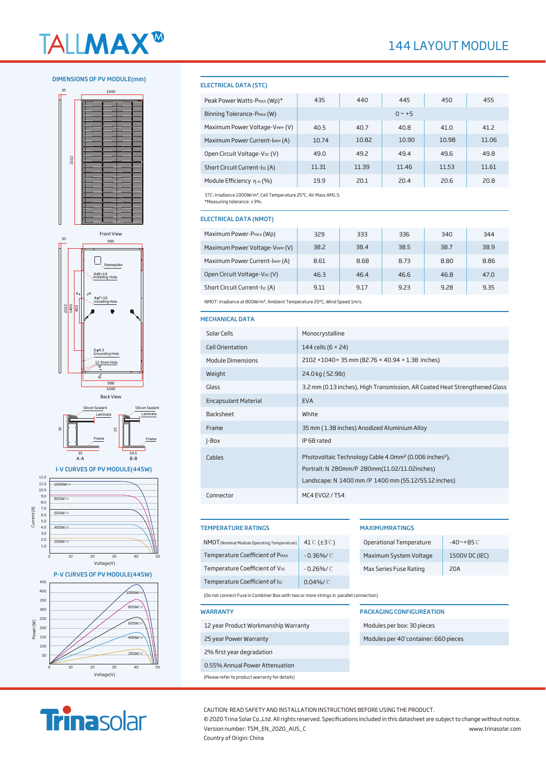# TALLMAX^M

## 144 LAYOUT MODULE

### DIMENSIONS OF PV MODULE(mm)

35
1040
2102
Front View

35
995
Nameplate
4-φ9×14 Installing Hole
A A
4-φ7×10 Installing Hole
2102
1400
400
6-φ4.3 Grounding Hole
12-Drain Hole
998
1040
Back View

Silicon Sealant
Laminate
Frame
35
35
A-A

Silicon Sealant
Laminate
Frame
35
24.5
B-B

### I-V CURVES OF PV MODULE(445W)

Current(A)
12.0
11.0
10.0
9.0
8.0
7.0
6.0
5.0
4.0
3.0
2.0
1.0
1000W/㎡
800W/㎡
600W/㎡
400W/㎡
200W/㎡
0
10
20
30
40
50
Voltage(V)

### P-V CURVES OF PV MODULE(445W)

Power(W)
450
400
350
300
250
200
150
100
50
1000W/㎡
800W/㎡
600W/㎡
400W/㎡
200W/㎡
0
10
20
30
40
50
Voltage(V)

### ELECTRICAL DATA (STC)

| | | | | | |
|---|---|---|---|---|---|
| Peak Power Watts-$P_{MAX}$ (Wp)* | 435 | 440 | 445 | 450 | 455 |
| Binning Tolerance-$P_{MAX}$ (W) | 0 ~ +5 | | | | |
| Maximum Power Voltage-$V_{MPP}$ (V) | 40.5 | 40.7 | 40.8 | 41.0 | 41.2 |
| Maximum Power Current-$I_{MPP}$ (A) | 10.74 | 10.82 | 10.90 | 10.98 | 11.06 |
| Open Circuit Voltage-$V_{OC}$ (V) | 49.0 | 49.2 | 49.4 | 49.6 | 49.8 |
| Short Circuit Current-$I_{SC}$ (A) | 11.31 | 11.39 | 11.46 | 11.53 | 11.61 |
| Module Efficiency $\eta_m$ (%) | 19.9 | 20.1 | 20.4 | 20.6 | 20.8 |

STC: Irradiance 1000W/m², Cell Temperature 25°C, Air Mass AM1.5.
*Measuring tolerance: ±3%.

### ELECTRICAL DATA (NMOT)

| | | | | | |
|---|---|---|---|---|---|
| Maximum Power-$P_{MAX}$ (Wp) | 329 | 333 | 336 | 340 | 344 |
| Maximum Power Voltage-$V_{MPP}$ (V) | 38.2 | 38.4 | 38.5 | 38.7 | 38.9 |
| Maximum Power Current-$I_{MPP}$ (A) | 8.61 | 8.68 | 8.73 | 8.80 | 8.86 |
| Open Circuit Voltage-$V_{OC}$ (V) | 46.3 | 46.4 | 46.6 | 46.8 | 47.0 |
| Short Circuit Current-$I_{SC}$ (A) | 9.11 | 9.17 | 9.23 | 9.28 | 9.35 |

NMOT: Irradiance at 800W/m², Ambient Temperature 20°C, Wind Speed 1m/s.

### MECHANICAL DATA

| | |
|---|---|
| Solar Cells | Monocrystalline |
| Cell Orientation | 144 cells (6 × 24) |
| Module Dimensions | 2102 ×1040× 35 mm (82.76 × 40.94 × 1.38 inches) |
| Weight | 24.0 kg ( 52.9lb) |
| Glass | 3.2 mm (0.13 inches), High Transmission, AR Coated Heat Strengthened Glass |
| Encapsulant Material | EVA |
| Backsheet | White |
| Frame | 35 mm ( 1.38 inches) Anodized Aluminium Alloy |
| J-Box | IP 68 rated |
| Cables | Photovoltaic Technology Cable 4.0mm² (0.006 inches²),<br>Portrait: N 280mm/P 280mm(11.02/11.02inches)<br>Landscape: N 1400 mm /P 1400 mm (55.12/55.12 inches) |
| Connector | MC4 EVO2 / TS4 |

### TEMPERATURE RATINGS

| | |
|---|---|
| NMOT (Nominal Module Operating Temperature) | 41 ℃ (±3 ℃) |
| Temperature Coefficient of $P_{MAX}$ | - 0.36%/ ℃ |
| Temperature Coefficient of $V_{OC}$ | - 0.26%/ ℃ |
| Temperature Coefficient of $I_{SC}$ | 0.04%/ ℃ |

### MAXIMUMRATINGS

| | |
|---|---|
| Operational Temperature | -40~+85 ℃ |
| Maximum System Voltage | 1500V DC (IEC) |
| Max Series Fuse Rating | 20A |

(Do not connect Fuse in Combiner Box with two or more strings in parallel connection)

### WARRANTY

- 12 year Product Workmanship Warranty
- 25 year Power Warranty
- 2% first year degradation
- 0.55% Annual Power Attenuation

(Please refer to product warranty for details)

### PACKAGING CONFIGUREATION

- Modules per box: 30 pieces
- Modules per 40' container: 660 pieces

Trinasolar

CAUTION: READ SAFETY AND INSTALLATION INSTRUCTIONS BEFORE USING THE PRODUCT.
© 2020 Trina Solar Co.,Ltd. All rights reserved. Specifications included in this datasheet are subject to change without notice.
Version number: TSM_EN_2020_AUS_C
www.trinasolar.com
Country of Origin: China